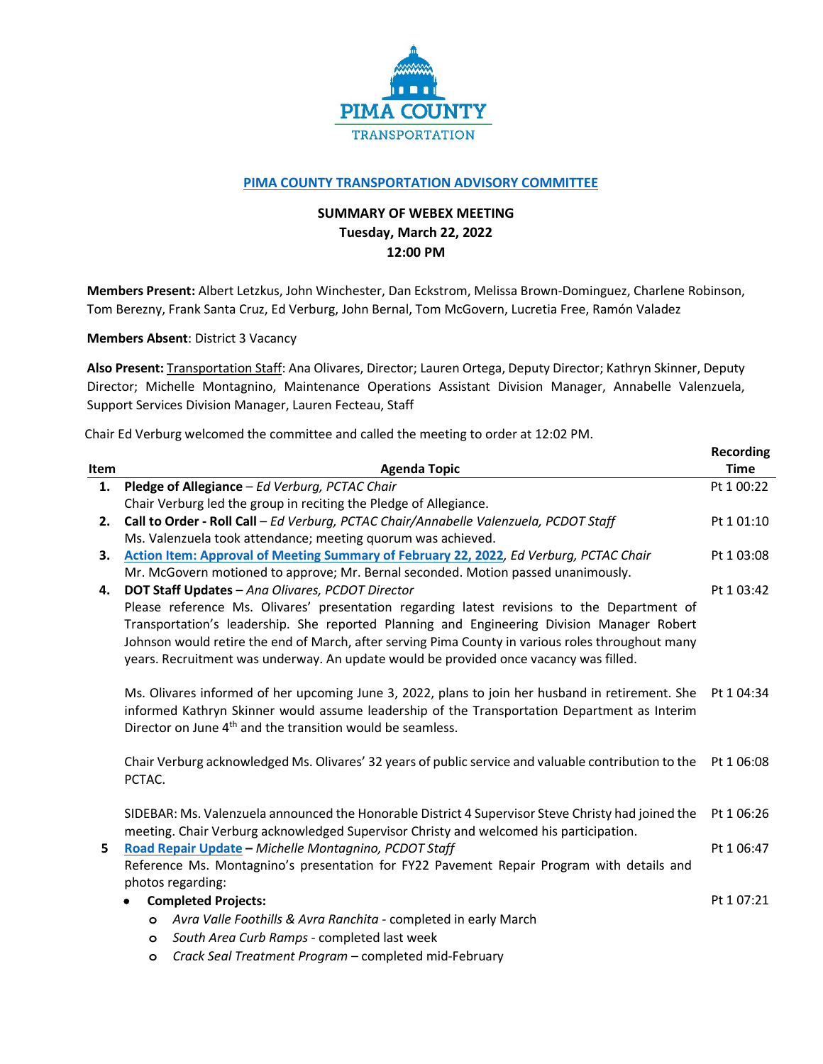PIMA COUNTY
TRANSPORTATION

## PIMA COUNTY TRANSPORTATION ADVISORY COMMITTEE

**SUMMARY OF WEBEX MEETING**
**Tuesday, March 22, 2022**
**12:00 PM**

**Members Present:** Albert Letzkus, John Winchester, Dan Eckstrom, Melissa Brown-Dominguez, Charlene Robinson, Tom Berezny, Frank Santa Cruz, Ed Verburg, John Bernal, Tom McGovern, Lucretia Free, Ramón Valadez

**Members Absent**: District 3 Vacancy

**Also Present:** Transportation Staff: Ana Olivares, Director; Lauren Ortega, Deputy Director; Kathryn Skinner, Deputy Director; Michelle Montagnino, Maintenance Operations Assistant Division Manager, Annabelle Valenzuela, Support Services Division Manager, Lauren Fecteau, Staff

Chair Ed Verburg welcomed the committee and called the meeting to order at 12:02 PM.

| Item | Agenda Topic | Recording Time |
|---|---|---|
| **1.** | **Pledge of Allegiance** – *Ed Verburg, PCTAC Chair*<br>Chair Verburg led the group in reciting the Pledge of Allegiance. | Pt 1 00:22 |
| **2.** | **Call to Order - Roll Call** – *Ed Verburg, PCTAC Chair/Annabelle Valenzuela, PCDOT Staff*<br>Ms. Valenzuela took attendance; meeting quorum was achieved. | Pt 1 01:10 |
| **3.** | **Action Item: Approval of Meeting Summary of February 22, 2022**, *Ed Verburg, PCTAC Chair*<br>Mr. McGovern motioned to approve; Mr. Bernal seconded. Motion passed unanimously. | Pt 1 03:08 |
| **4.** | **DOT Staff Updates** – *Ana Olivares, PCDOT Director*<br>Please reference Ms. Olivares' presentation regarding latest revisions to the Department of Transportation's leadership. She reported Planning and Engineering Division Manager Robert Johnson would retire the end of March, after serving Pima County in various roles throughout many years. Recruitment was underway. An update would be provided once vacancy was filled. | Pt 1 03:42 |
| | Ms. Olivares informed of her upcoming June 3, 2022, plans to join her husband in retirement. She informed Kathryn Skinner would assume leadership of the Transportation Department as Interim Director on June 4th and the transition would be seamless. | Pt 1 04:34 |
| | Chair Verburg acknowledged Ms. Olivares' 32 years of public service and valuable contribution to the PCTAC. | Pt 1 06:08 |
| | SIDEBAR: Ms. Valenzuela announced the Honorable District 4 Supervisor Steve Christy had joined the meeting. Chair Verburg acknowledged Supervisor Christy and welcomed his participation. | Pt 1 06:26 |
| **5** | **Road Repair Update** – *Michelle Montagnino, PCDOT Staff*<br>Reference Ms. Montagnino's presentation for FY22 Pavement Repair Program with details and photos regarding: | Pt 1 06:47 |
| | • **Completed Projects:**<br>&nbsp;&nbsp;o *Avra Valle Foothills & Avra Ranchita* - completed in early March<br>&nbsp;&nbsp;o *South Area Curb Ramps* - completed last week<br>&nbsp;&nbsp;o *Crack Seal Treatment Program* – completed mid-February | Pt 1 07:21 |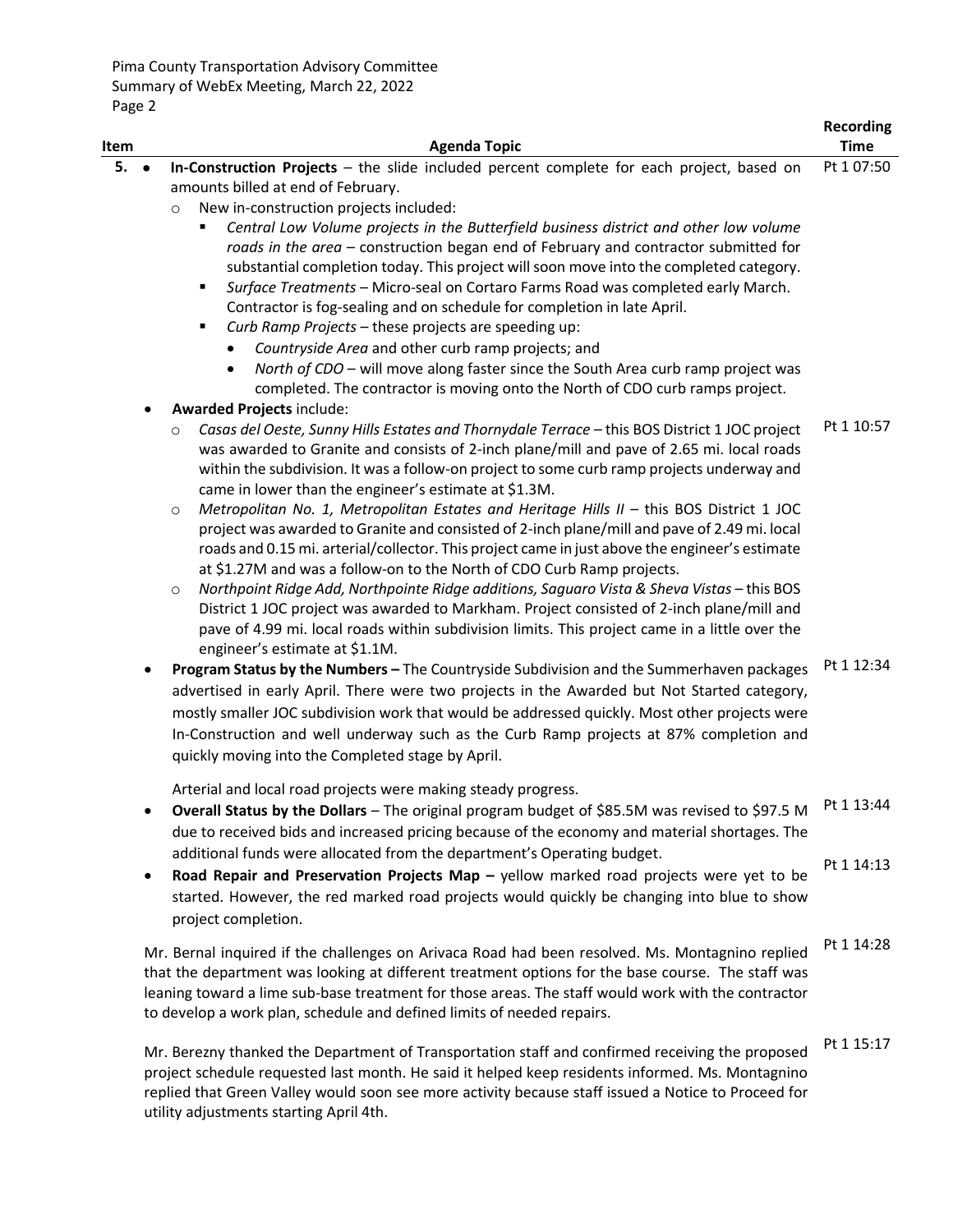| Item | Agenda Topic | Recording Time |
|---|---|---|
| 5. | • **In-Construction Projects** – the slide included percent complete for each project, based on amounts billed at end of February.<br>○ New in-construction projects included:<br>▪ *Central Low Volume projects in the Butterfield business district and other low volume roads in the area* – construction began end of February and contractor submitted for substantial completion today. This project will soon move into the completed category.<br>▪ *Surface Treatments* – Micro-seal on Cortaro Farms Road was completed early March. Contractor is fog-sealing and on schedule for completion in late April.<br>▪ *Curb Ramp Projects* – these projects are speeding up:<br>• *Countryside Area* and other curb ramp projects; and<br>• *North of CDO* – will move along faster since the South Area curb ramp project was completed. The contractor is moving onto the North of CDO curb ramps project. | Pt 1 07:50 |
| | • **Awarded Projects** include:<br>○ *Casas del Oeste, Sunny Hills Estates and Thornydale Terrace* – this BOS District 1 JOC project was awarded to Granite and consists of 2-inch plane/mill and pave of 2.65 mi. local roads within the subdivision. It was a follow-on project to some curb ramp projects underway and came in lower than the engineer's estimate at $1.3M.<br>○ *Metropolitan No. 1, Metropolitan Estates and Heritage Hills II* – this BOS District 1 JOC project was awarded to Granite and consisted of 2-inch plane/mill and pave of 2.49 mi. local roads and 0.15 mi. arterial/collector. This project came in just above the engineer's estimate at $1.27M and was a follow-on to the North of CDO Curb Ramp projects.<br>○ *Northpoint Ridge Add, Northpointe Ridge additions, Saguaro Vista & Sheva Vistas* – this BOS District 1 JOC project was awarded to Markham. Project consisted of 2-inch plane/mill and pave of 4.99 mi. local roads within subdivision limits. This project came in a little over the engineer's estimate at $1.1M. | Pt 1 10:57 |
| | • **Program Status by the Numbers –** The Countryside Subdivision and the Summerhaven packages advertised in early April. There were two projects in the Awarded but Not Started category, mostly smaller JOC subdivision work that would be addressed quickly. Most other projects were In-Construction and well underway such as the Curb Ramp projects at 87% completion and quickly moving into the Completed stage by April.<br><br>Arterial and local road projects were making steady progress. | Pt 1 12:34 |
| | • **Overall Status by the Dollars** – The original program budget of $85.5M was revised to $97.5 M due to received bids and increased pricing because of the economy and material shortages. The additional funds were allocated from the department's Operating budget. | Pt 1 13:44 |
| | • **Road Repair and Preservation Projects Map –** yellow marked road projects were yet to be started. However, the red marked road projects would quickly be changing into blue to show project completion. | Pt 1 14:13 |
| | Mr. Bernal inquired if the challenges on Arivaca Road had been resolved. Ms. Montagnino replied that the department was looking at different treatment options for the base course. The staff was leaning toward a lime sub-base treatment for those areas. The staff would work with the contractor to develop a work plan, schedule and defined limits of needed repairs. | Pt 1 14:28 |
| | Mr. Berezny thanked the Department of Transportation staff and confirmed receiving the proposed project schedule requested last month. He said it helped keep residents informed. Ms. Montagnino replied that Green Valley would soon see more activity because staff issued a Notice to Proceed for utility adjustments starting April 4th. | Pt 1 15:17 |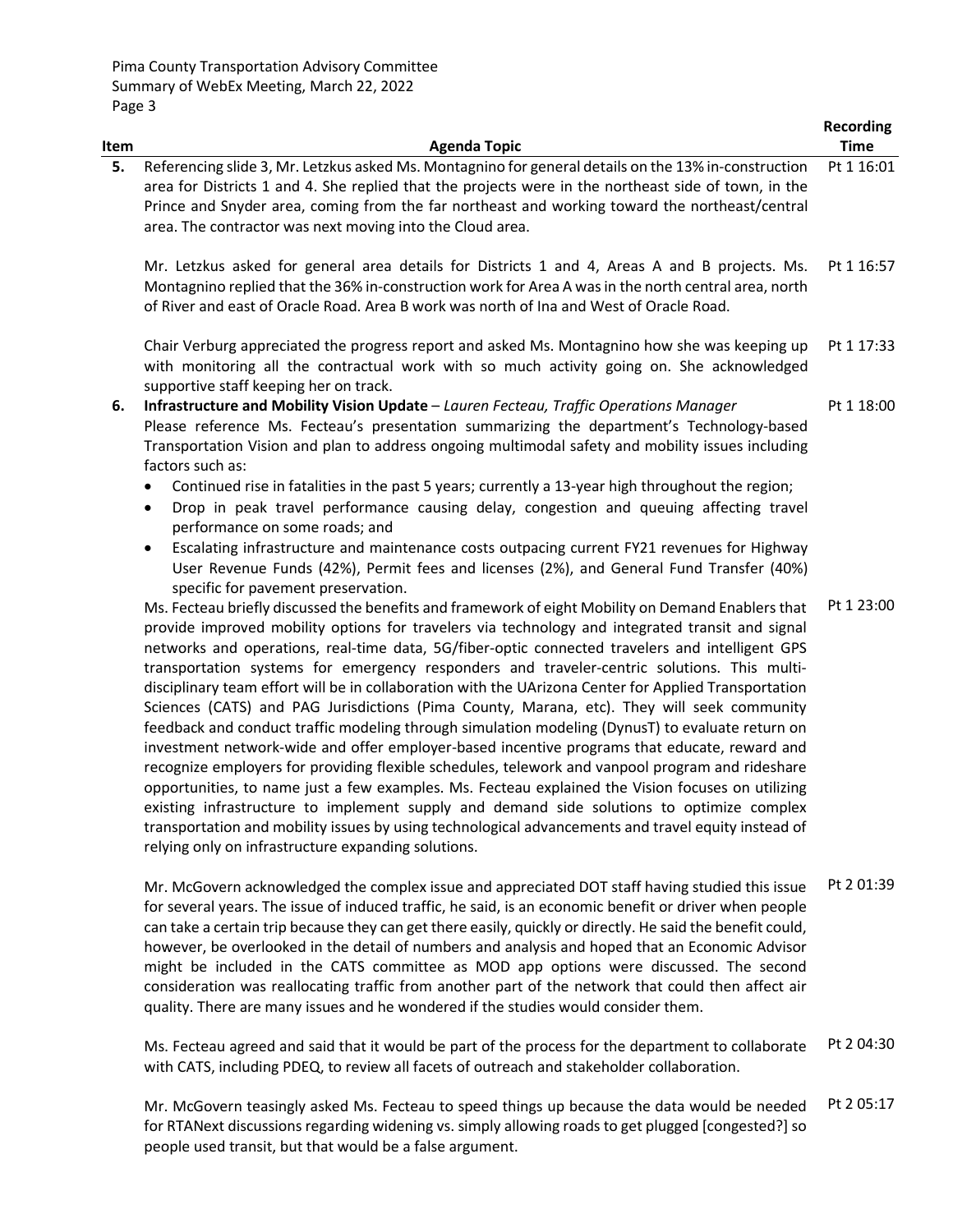| Item | Agenda Topic | Recording Time |
|---|---|---|
| **5.** | Referencing slide 3, Mr. Letzkus asked Ms. Montagnino for general details on the 13% in-construction area for Districts 1 and 4. She replied that the projects were in the northeast side of town, in the Prince and Snyder area, coming from the far northeast and working toward the northeast/central area. The contractor was next moving into the Cloud area. | Pt 1 16:01 |
| | Mr. Letzkus asked for general area details for Districts 1 and 4, Areas A and B projects. Ms. Montagnino replied that the 36% in-construction work for Area A was in the north central area, north of River and east of Oracle Road. Area B work was north of Ina and West of Oracle Road. | Pt 1 16:57 |
| | Chair Verburg appreciated the progress report and asked Ms. Montagnino how she was keeping up with monitoring all the contractual work with so much activity going on. She acknowledged supportive staff keeping her on track. | Pt 1 17:33 |
| **6.** | **Infrastructure and Mobility Vision Update** – *Lauren Fecteau, Traffic Operations Manager*<br>Please reference Ms. Fecteau's presentation summarizing the department's Technology-based Transportation Vision and plan to address ongoing multimodal safety and mobility issues including factors such as:<br>• Continued rise in fatalities in the past 5 years; currently a 13-year high throughout the region;<br>• Drop in peak travel performance causing delay, congestion and queuing affecting travel performance on some roads; and<br>• Escalating infrastructure and maintenance costs outpacing current FY21 revenues for Highway User Revenue Funds (42%), Permit fees and licenses (2%), and General Fund Transfer (40%) specific for pavement preservation. | Pt 1 18:00 |
| | Ms. Fecteau briefly discussed the benefits and framework of eight Mobility on Demand Enablers that provide improved mobility options for travelers via technology and integrated transit and signal networks and operations, real-time data, 5G/fiber-optic connected travelers and intelligent GPS transportation systems for emergency responders and traveler-centric solutions. This multi-disciplinary team effort will be in collaboration with the UArizona Center for Applied Transportation Sciences (CATS) and PAG Jurisdictions (Pima County, Marana, etc). They will seek community feedback and conduct traffic modeling through simulation modeling (DynusT) to evaluate return on investment network-wide and offer employer-based incentive programs that educate, reward and recognize employers for providing flexible schedules, telework and vanpool program and rideshare opportunities, to name just a few examples. Ms. Fecteau explained the Vision focuses on utilizing existing infrastructure to implement supply and demand side solutions to optimize complex transportation and mobility issues by using technological advancements and travel equity instead of relying only on infrastructure expanding solutions. | Pt 1 23:00 |
| | Mr. McGovern acknowledged the complex issue and appreciated DOT staff having studied this issue for several years. The issue of induced traffic, he said, is an economic benefit or driver when people can take a certain trip because they can get there easily, quickly or directly. He said the benefit could, however, be overlooked in the detail of numbers and analysis and hoped that an Economic Advisor might be included in the CATS committee as MOD app options were discussed. The second consideration was reallocating traffic from another part of the network that could then affect air quality. There are many issues and he wondered if the studies would consider them. | Pt 2 01:39 |
| | Ms. Fecteau agreed and said that it would be part of the process for the department to collaborate with CATS, including PDEQ, to review all facets of outreach and stakeholder collaboration. | Pt 2 04:30 |
| | Mr. McGovern teasingly asked Ms. Fecteau to speed things up because the data would be needed for RTANext discussions regarding widening vs. simply allowing roads to get plugged [congested?] so people used transit, but that would be a false argument. | Pt 2 05:17 |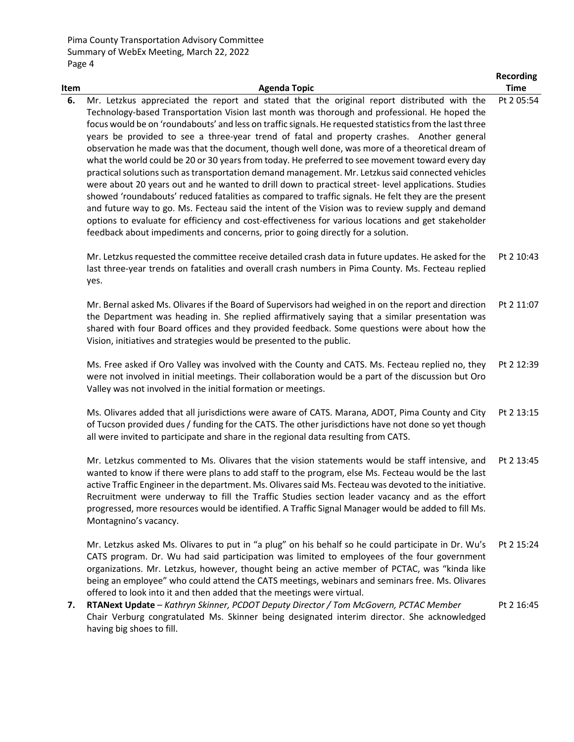| Item | Agenda Topic | Recording Time |
|---|---|---|
| **6.** | Mr. Letzkus appreciated the report and stated that the original report distributed with the Technology-based Transportation Vision last month was thorough and professional. He hoped the focus would be on 'roundabouts' and less on traffic signals. He requested statistics from the last three years be provided to see a three-year trend of fatal and property crashes. Another general observation he made was that the document, though well done, was more of a theoretical dream of what the world could be 20 or 30 years from today. He preferred to see movement toward every day practical solutions such as transportation demand management. Mr. Letzkus said connected vehicles were about 20 years out and he wanted to drill down to practical street- level applications. Studies showed 'roundabouts' reduced fatalities as compared to traffic signals. He felt they are the present and future way to go. Ms. Fecteau said the intent of the Vision was to review supply and demand options to evaluate for efficiency and cost-effectiveness for various locations and get stakeholder feedback about impediments and concerns, prior to going directly for a solution. | Pt 2 05:54 |
| | Mr. Letzkus requested the committee receive detailed crash data in future updates. He asked for the last three-year trends on fatalities and overall crash numbers in Pima County. Ms. Fecteau replied yes. | Pt 2 10:43 |
| | Mr. Bernal asked Ms. Olivares if the Board of Supervisors had weighed in on the report and direction the Department was heading in. She replied affirmatively saying that a similar presentation was shared with four Board offices and they provided feedback. Some questions were about how the Vision, initiatives and strategies would be presented to the public. | Pt 2 11:07 |
| | Ms. Free asked if Oro Valley was involved with the County and CATS. Ms. Fecteau replied no, they were not involved in initial meetings. Their collaboration would be a part of the discussion but Oro Valley was not involved in the initial formation or meetings. | Pt 2 12:39 |
| | Ms. Olivares added that all jurisdictions were aware of CATS. Marana, ADOT, Pima County and City of Tucson provided dues / funding for the CATS. The other jurisdictions have not done so yet though all were invited to participate and share in the regional data resulting from CATS. | Pt 2 13:15 |
| | Mr. Letzkus commented to Ms. Olivares that the vision statements would be staff intensive, and wanted to know if there were plans to add staff to the program, else Ms. Fecteau would be the last active Traffic Engineer in the department. Ms. Olivares said Ms. Fecteau was devoted to the initiative. Recruitment were underway to fill the Traffic Studies section leader vacancy and as the effort progressed, more resources would be identified. A Traffic Signal Manager would be added to fill Ms. Montagnino's vacancy. | Pt 2 13:45 |
| | Mr. Letzkus asked Ms. Olivares to put in "a plug" on his behalf so he could participate in Dr. Wu's CATS program. Dr. Wu had said participation was limited to employees of the four government organizations. Mr. Letzkus, however, thought being an active member of PCTAC, was "kinda like being an employee" who could attend the CATS meetings, webinars and seminars free. Ms. Olivares offered to look into it and then added that the meetings were virtual. | Pt 2 15:24 |
| **7.** | **RTANext Update** – *Kathryn Skinner, PCDOT Deputy Director / Tom McGovern, PCTAC Member* Chair Verburg congratulated Ms. Skinner being designated interim director. She acknowledged having big shoes to fill. | Pt 2 16:45 |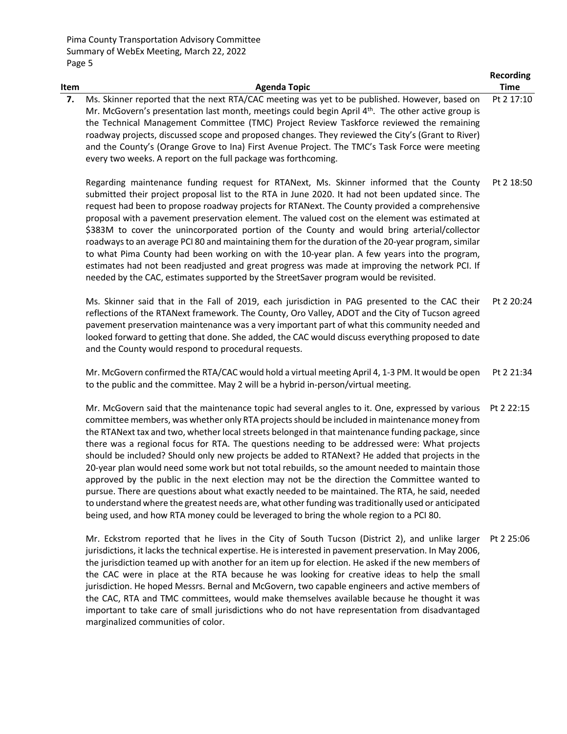| Item | Agenda Topic | Recording Time |
|---|---|---|
| **7.** | Ms. Skinner reported that the next RTA/CAC meeting was yet to be published. However, based on Mr. McGovern's presentation last month, meetings could begin April 4th. The other active group is the Technical Management Committee (TMC) Project Review Taskforce reviewed the remaining roadway projects, discussed scope and proposed changes. They reviewed the City's (Grant to River) and the County's (Orange Grove to Ina) First Avenue Project. The TMC's Task Force were meeting every two weeks. A report on the full package was forthcoming. | Pt 2 17:10 |
| | Regarding maintenance funding request for RTANext, Ms. Skinner informed that the County submitted their project proposal list to the RTA in June 2020. It had not been updated since. The request had been to propose roadway projects for RTANext. The County provided a comprehensive proposal with a pavement preservation element. The valued cost on the element was estimated at \$383M to cover the unincorporated portion of the County and would bring arterial/collector roadways to an average PCI 80 and maintaining them for the duration of the 20-year program, similar to what Pima County had been working on with the 10-year plan. A few years into the program, estimates had not been readjusted and great progress was made at improving the network PCI. If needed by the CAC, estimates supported by the StreetSaver program would be revisited. | Pt 2 18:50 |
| | Ms. Skinner said that in the Fall of 2019, each jurisdiction in PAG presented to the CAC their reflections of the RTANext framework. The County, Oro Valley, ADOT and the City of Tucson agreed pavement preservation maintenance was a very important part of what this community needed and looked forward to getting that done. She added, the CAC would discuss everything proposed to date and the County would respond to procedural requests. | Pt 2 20:24 |
| | Mr. McGovern confirmed the RTA/CAC would hold a virtual meeting April 4, 1-3 PM. It would be open to the public and the committee. May 2 will be a hybrid in-person/virtual meeting. | Pt 2 21:34 |
| | Mr. McGovern said that the maintenance topic had several angles to it. One, expressed by various committee members, was whether only RTA projects should be included in maintenance money from the RTANext tax and two, whether local streets belonged in that maintenance funding package, since there was a regional focus for RTA. The questions needing to be addressed were: What projects should be included? Should only new projects be added to RTANext? He added that projects in the 20-year plan would need some work but not total rebuilds, so the amount needed to maintain those approved by the public in the next election may not be the direction the Committee wanted to pursue. There are questions about what exactly needed to be maintained. The RTA, he said, needed to understand where the greatest needs are, what other funding was traditionally used or anticipated being used, and how RTA money could be leveraged to bring the whole region to a PCI 80. | Pt 2 22:15 |
| | Mr. Eckstrom reported that he lives in the City of South Tucson (District 2), and unlike larger jurisdictions, it lacks the technical expertise. He is interested in pavement preservation. In May 2006, the jurisdiction teamed up with another for an item up for election. He asked if the new members of the CAC were in place at the RTA because he was looking for creative ideas to help the small jurisdiction. He hoped Messrs. Bernal and McGovern, two capable engineers and active members of the CAC, RTA and TMC committees, would make themselves available because he thought it was important to take care of small jurisdictions who do not have representation from disadvantaged marginalized communities of color. | Pt 2 25:06 |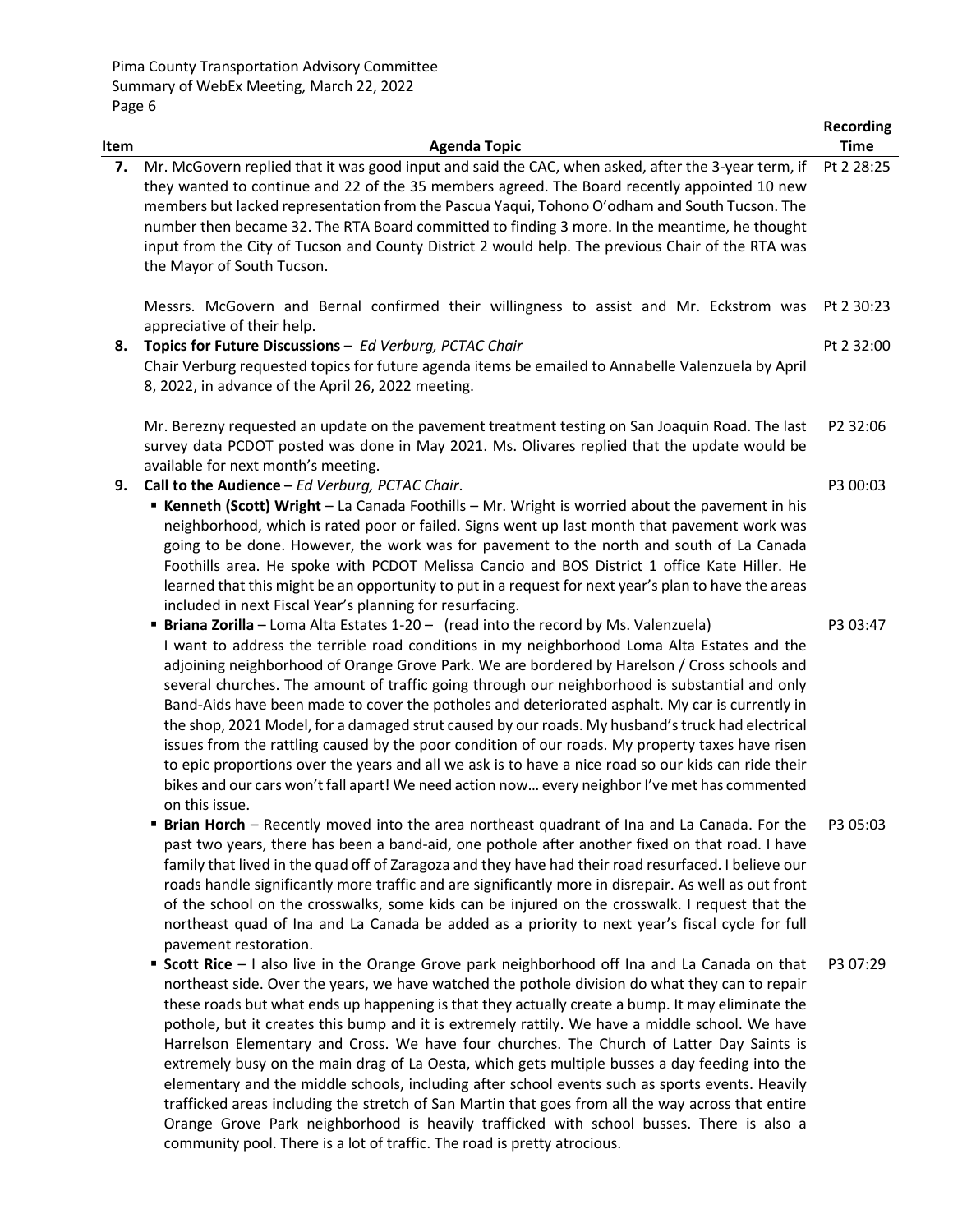| Item | Agenda Topic | Recording Time |
| --- | --- | --- |
| 7. | Mr. McGovern replied that it was good input and said the CAC, when asked, after the 3-year term, if they wanted to continue and 22 of the 35 members agreed. The Board recently appointed 10 new members but lacked representation from the Pascua Yaqui, Tohono O'odham and South Tucson. The number then became 32. The RTA Board committed to finding 3 more. In the meantime, he thought input from the City of Tucson and County District 2 would help. The previous Chair of the RTA was the Mayor of South Tucson. | Pt 2 28:25 |
| | Messrs. McGovern and Bernal confirmed their willingness to assist and Mr. Eckstrom was appreciative of their help. | Pt 2 30:23 |
| 8. | **Topics for Future Discussions** – *Ed Verburg, PCTAC Chair*<br>Chair Verburg requested topics for future agenda items be emailed to Annabelle Valenzuela by April 8, 2022, in advance of the April 26, 2022 meeting. | Pt 2 32:00 |
| | Mr. Berezny requested an update on the pavement treatment testing on San Joaquin Road. The last survey data PCDOT posted was done in May 2021. Ms. Olivares replied that the update would be available for next month's meeting. | P2 32:06 |
| 9. | **Call to the Audience –** *Ed Verburg, PCTAC Chair*. | P3 00:03 |
| | ▪ **Kenneth (Scott) Wright** – La Canada Foothills – Mr. Wright is worried about the pavement in his neighborhood, which is rated poor or failed. Signs went up last month that pavement work was going to be done. However, the work was for pavement to the north and south of La Canada Foothills area. He spoke with PCDOT Melissa Cancio and BOS District 1 office Kate Hiller. He learned that this might be an opportunity to put in a request for next year's plan to have the areas included in next Fiscal Year's planning for resurfacing. | |
| | ▪ **Briana Zorilla** – Loma Alta Estates 1-20 – (read into the record by Ms. Valenzuela)<br>I want to address the terrible road conditions in my neighborhood Loma Alta Estates and the adjoining neighborhood of Orange Grove Park. We are bordered by Harelson / Cross schools and several churches. The amount of traffic going through our neighborhood is substantial and only Band-Aids have been made to cover the potholes and deteriorated asphalt. My car is currently in the shop, 2021 Model, for a damaged strut caused by our roads. My husband's truck had electrical issues from the rattling caused by the poor condition of our roads. My property taxes have risen to epic proportions over the years and all we ask is to have a nice road so our kids can ride their bikes and our cars won't fall apart! We need action now… every neighbor I've met has commented on this issue. | P3 03:47 |
| | ▪ **Brian Horch** – Recently moved into the area northeast quadrant of Ina and La Canada. For the past two years, there has been a band-aid, one pothole after another fixed on that road. I have family that lived in the quad off of Zaragoza and they have had their road resurfaced. I believe our roads handle significantly more traffic and are significantly more in disrepair. As well as out front of the school on the crosswalks, some kids can be injured on the crosswalk. I request that the northeast quad of Ina and La Canada be added as a priority to next year's fiscal cycle for full pavement restoration. | P3 05:03 |
| | ▪ **Scott Rice** – I also live in the Orange Grove park neighborhood off Ina and La Canada on that northeast side. Over the years, we have watched the pothole division do what they can to repair these roads but what ends up happening is that they actually create a bump. It may eliminate the pothole, but it creates this bump and it is extremely rattily. We have a middle school. We have Harrelson Elementary and Cross. We have four churches. The Church of Latter Day Saints is extremely busy on the main drag of La Oesta, which gets multiple busses a day feeding into the elementary and the middle schools, including after school events such as sports events. Heavily trafficked areas including the stretch of San Martin that goes from all the way across that entire Orange Grove Park neighborhood is heavily trafficked with school busses. There is also a community pool. There is a lot of traffic. The road is pretty atrocious. | P3 07:29 |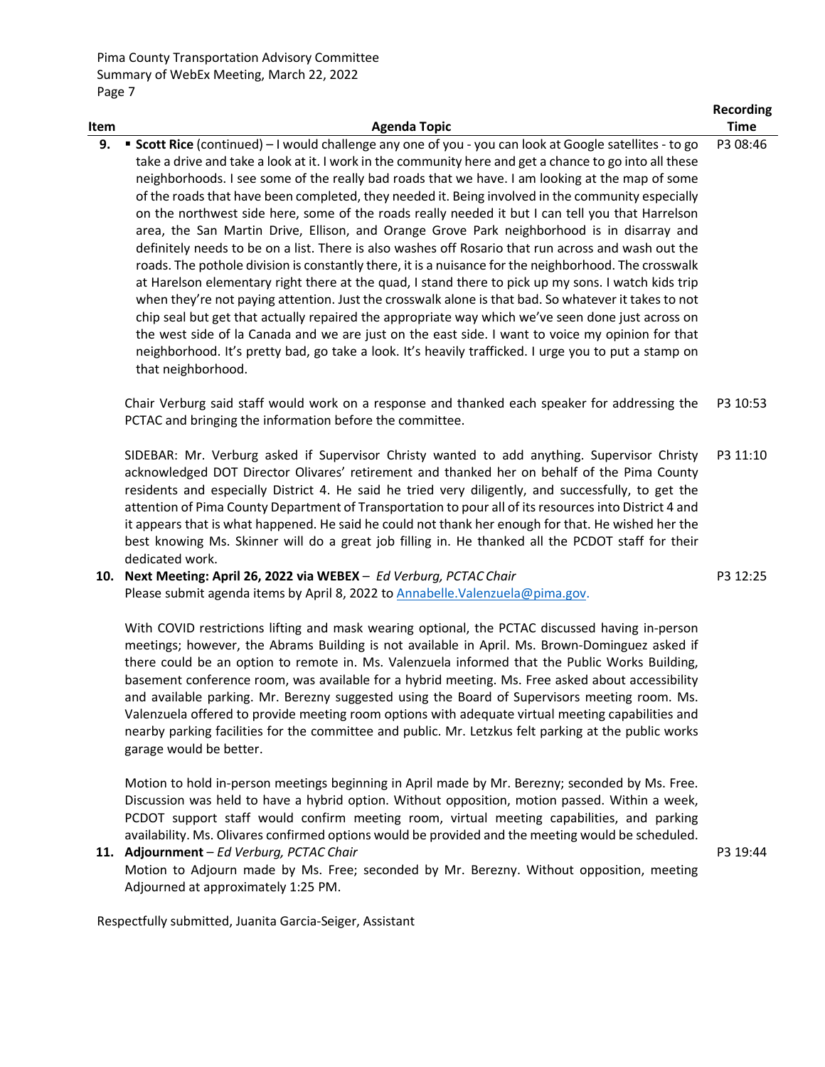| Item | Agenda Topic | Recording Time |
|---|---|---|
| 9. | ▪ **Scott Rice** (continued) – I would challenge any one of you - you can look at Google satellites - to go take a drive and take a look at it. I work in the community here and get a chance to go into all these neighborhoods. I see some of the really bad roads that we have. I am looking at the map of some of the roads that have been completed, they needed it. Being involved in the community especially on the northwest side here, some of the roads really needed it but I can tell you that Harrelson area, the San Martin Drive, Ellison, and Orange Grove Park neighborhood is in disarray and definitely needs to be on a list. There is also washes off Rosario that run across and wash out the roads. The pothole division is constantly there, it is a nuisance for the neighborhood. The crosswalk at Harelson elementary right there at the quad, I stand there to pick up my sons. I watch kids trip when they're not paying attention. Just the crosswalk alone is that bad. So whatever it takes to not chip seal but get that actually repaired the appropriate way which we've seen done just across on the west side of la Canada and we are just on the east side. I want to voice my opinion for that neighborhood. It's pretty bad, go take a look. It's heavily trafficked. I urge you to put a stamp on that neighborhood. | P3 08:46 |
| | Chair Verburg said staff would work on a response and thanked each speaker for addressing the PCTAC and bringing the information before the committee. | P3 10:53 |
| | SIDEBAR: Mr. Verburg asked if Supervisor Christy wanted to add anything. Supervisor Christy acknowledged DOT Director Olivares' retirement and thanked her on behalf of the Pima County residents and especially District 4. He said he tried very diligently, and successfully, to get the attention of Pima County Department of Transportation to pour all of its resources into District 4 and it appears that is what happened. He said he could not thank her enough for that. He wished her the best knowing Ms. Skinner will do a great job filling in. He thanked all the PCDOT staff for their dedicated work. | P3 11:10 |
| 10. | **Next Meeting: April 26, 2022 via WEBEX** – *Ed Verburg, PCTAC Chair*<br>Please submit agenda items by April 8, 2022 to Annabelle.Valenzuela@pima.gov.<br><br>With COVID restrictions lifting and mask wearing optional, the PCTAC discussed having in-person meetings; however, the Abrams Building is not available in April. Ms. Brown-Dominguez asked if there could be an option to remote in. Ms. Valenzuela informed that the Public Works Building, basement conference room, was available for a hybrid meeting. Ms. Free asked about accessibility and available parking. Mr. Berezny suggested using the Board of Supervisors meeting room. Ms. Valenzuela offered to provide meeting room options with adequate virtual meeting capabilities and nearby parking facilities for the committee and public. Mr. Letzkus felt parking at the public works garage would be better.<br><br>Motion to hold in-person meetings beginning in April made by Mr. Berezny; seconded by Ms. Free. Discussion was held to have a hybrid option. Without opposition, motion passed. Within a week, PCDOT support staff would confirm meeting room, virtual meeting capabilities, and parking availability. Ms. Olivares confirmed options would be provided and the meeting would be scheduled. | P3 12:25 |
| 11. | **Adjournment** – *Ed Verburg, PCTAC Chair*<br>Motion to Adjourn made by Ms. Free; seconded by Mr. Berezny. Without opposition, meeting Adjourned at approximately 1:25 PM. | P3 19:44 |

Respectfully submitted, Juanita Garcia-Seiger, Assistant